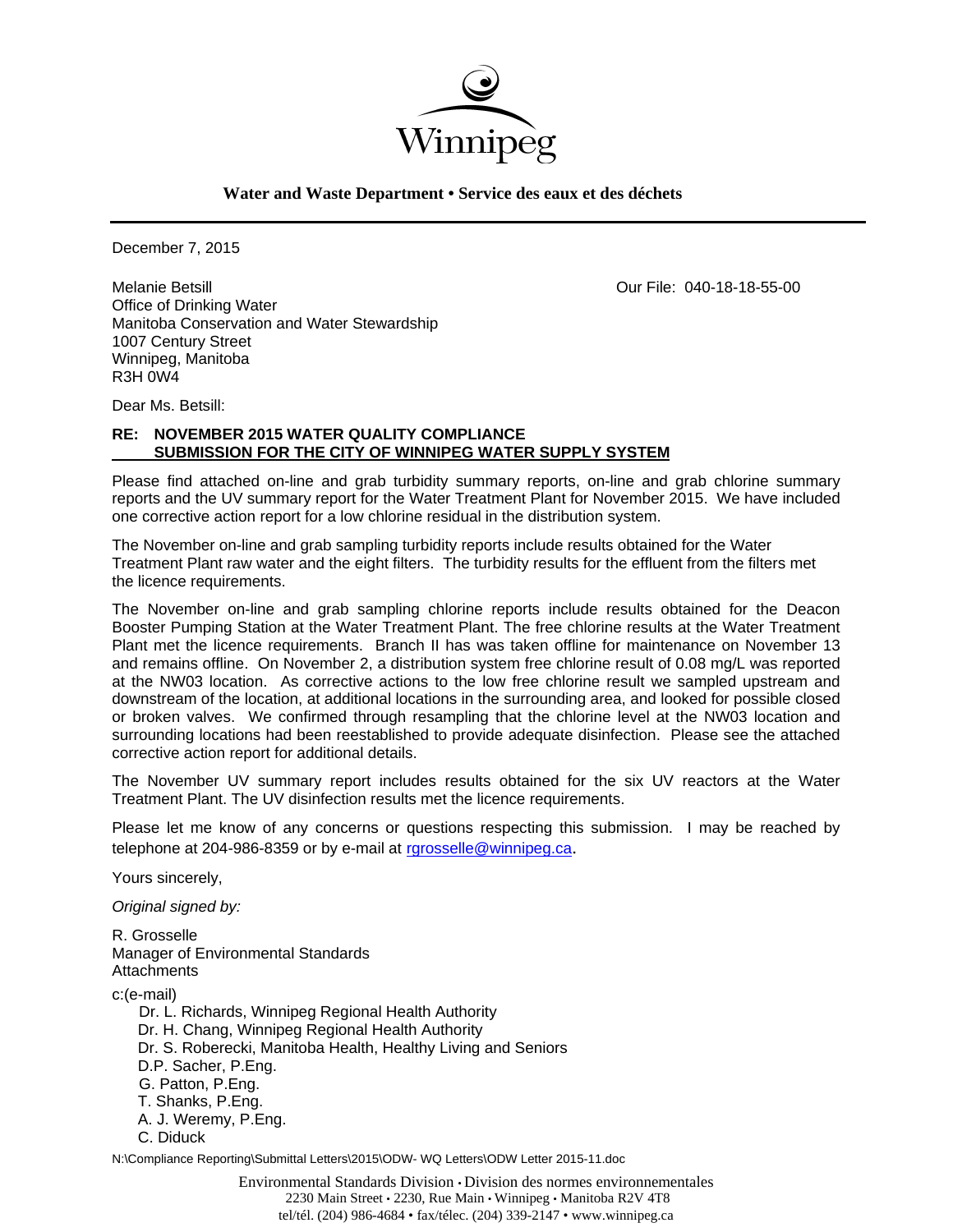Winnipeg

**Water and Waste Department • Service des eaux et des déchets**

December 7, 2015

Melanie Betsill
Office of Drinking Water
Manitoba Conservation and Water Stewardship
1007 Century Street
Winnipeg, Manitoba
R3H 0W4

Our File: 040-18-18-55-00

Dear Ms. Betsill:

**RE: NOVEMBER 2015 WATER QUALITY COMPLIANCE SUBMISSION FOR THE CITY OF WINNIPEG WATER SUPPLY SYSTEM**

Please find attached on-line and grab turbidity summary reports, on-line and grab chlorine summary reports and the UV summary report for the Water Treatment Plant for November 2015. We have included one corrective action report for a low chlorine residual in the distribution system.

The November on-line and grab sampling turbidity reports include results obtained for the Water Treatment Plant raw water and the eight filters. The turbidity results for the effluent from the filters met the licence requirements.

The November on-line and grab sampling chlorine reports include results obtained for the Deacon Booster Pumping Station at the Water Treatment Plant. The free chlorine results at the Water Treatment Plant met the licence requirements. Branch II has was taken offline for maintenance on November 13 and remains offline. On November 2, a distribution system free chlorine result of 0.08 mg/L was reported at the NW03 location. As corrective actions to the low free chlorine result we sampled upstream and downstream of the location, at additional locations in the surrounding area, and looked for possible closed or broken valves. We confirmed through resampling that the chlorine level at the NW03 location and surrounding locations had been reestablished to provide adequate disinfection. Please see the attached corrective action report for additional details.

The November UV summary report includes results obtained for the six UV reactors at the Water Treatment Plant. The UV disinfection results met the licence requirements.

Please let me know of any concerns or questions respecting this submission. I may be reached by telephone at 204-986-8359 or by e-mail at rgrosselle@winnipeg.ca.

Yours sincerely,

*Original signed by:*

R. Grosselle
Manager of Environmental Standards
Attachments

c:(e-mail)
- Dr. L. Richards, Winnipeg Regional Health Authority
- Dr. H. Chang, Winnipeg Regional Health Authority
- Dr. S. Roberecki, Manitoba Health, Healthy Living and Seniors
- D.P. Sacher, P.Eng.
- G. Patton, P.Eng.
- T. Shanks, P.Eng.
- A. J. Weremy, P.Eng.
- C. Diduck

N:\Compliance Reporting\Submittal Letters\2015\ODW- WQ Letters\ODW Letter 2015-11.doc

Environmental Standards Division • Division des normes environnementales
2230 Main Street • 2230, Rue Main • Winnipeg • Manitoba R2V 4T8
tel/tél. (204) 986-4684 • fax/télec. (204) 339-2147 • www.winnipeg.ca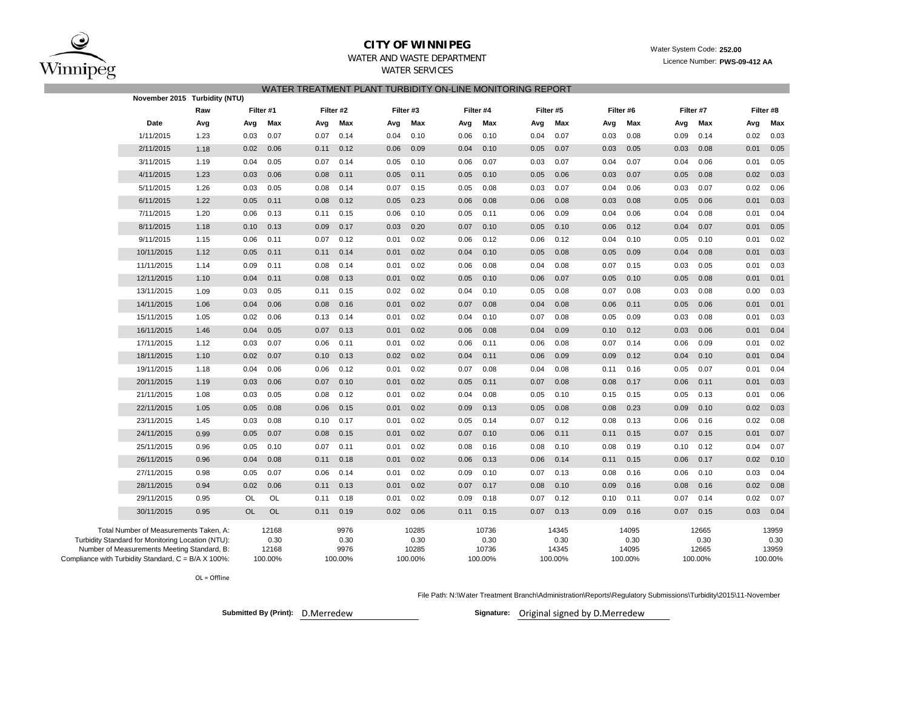# CITY OF WINNIPEG

WATER AND WASTE DEPARTMENT

WATER SERVICES

Water System Code: **252.00**

Licence Number: **PWS-09-412 AA**

## WATER TREATMENT PLANT TURBIDITY ON-LINE MONITORING REPORT

**November 2015 Turbidity (NTU)**

| | Raw | Filter #1 | | Filter #2 | | Filter #3 | | Filter #4 | | Filter #5 | | Filter #6 | | Filter #7 | | Filter #8 | |
|---|---|---|---|---|---|---|---|---|---|---|---|---|---|---|---|---|---|
| **Date** | **Avg** | **Avg** | **Max** | **Avg** | **Max** | **Avg** | **Max** | **Avg** | **Max** | **Avg** | **Max** | **Avg** | **Max** | **Avg** | **Max** | **Avg** | **Max** |
| 1/11/2015 | 1.23 | 0.03 | 0.07 | 0.07 | 0.14 | 0.04 | 0.10 | 0.06 | 0.10 | 0.04 | 0.07 | 0.03 | 0.08 | 0.09 | 0.14 | 0.02 | 0.03 |
| 2/11/2015 | 1.18 | 0.02 | 0.06 | 0.11 | 0.12 | 0.06 | 0.09 | 0.04 | 0.10 | 0.05 | 0.07 | 0.03 | 0.05 | 0.03 | 0.08 | 0.01 | 0.05 |
| 3/11/2015 | 1.19 | 0.04 | 0.05 | 0.07 | 0.14 | 0.05 | 0.10 | 0.06 | 0.07 | 0.03 | 0.07 | 0.04 | 0.07 | 0.04 | 0.06 | 0.01 | 0.05 |
| 4/11/2015 | 1.23 | 0.03 | 0.06 | 0.08 | 0.11 | 0.05 | 0.11 | 0.05 | 0.10 | 0.05 | 0.06 | 0.03 | 0.07 | 0.05 | 0.08 | 0.02 | 0.03 |
| 5/11/2015 | 1.26 | 0.03 | 0.05 | 0.08 | 0.14 | 0.07 | 0.15 | 0.05 | 0.08 | 0.03 | 0.07 | 0.04 | 0.06 | 0.03 | 0.07 | 0.02 | 0.06 |
| 6/11/2015 | 1.22 | 0.05 | 0.11 | 0.08 | 0.12 | 0.05 | 0.23 | 0.06 | 0.08 | 0.06 | 0.08 | 0.03 | 0.08 | 0.05 | 0.06 | 0.01 | 0.03 |
| 7/11/2015 | 1.20 | 0.06 | 0.13 | 0.11 | 0.15 | 0.06 | 0.10 | 0.05 | 0.11 | 0.06 | 0.09 | 0.04 | 0.06 | 0.04 | 0.08 | 0.01 | 0.04 |
| 8/11/2015 | 1.18 | 0.10 | 0.13 | 0.09 | 0.17 | 0.03 | 0.20 | 0.07 | 0.10 | 0.05 | 0.10 | 0.06 | 0.12 | 0.04 | 0.07 | 0.01 | 0.05 |
| 9/11/2015 | 1.15 | 0.06 | 0.11 | 0.07 | 0.12 | 0.01 | 0.02 | 0.06 | 0.12 | 0.06 | 0.12 | 0.04 | 0.10 | 0.05 | 0.10 | 0.01 | 0.02 |
| 10/11/2015 | 1.12 | 0.05 | 0.11 | 0.11 | 0.14 | 0.01 | 0.02 | 0.04 | 0.10 | 0.05 | 0.08 | 0.05 | 0.09 | 0.04 | 0.08 | 0.01 | 0.03 |
| 11/11/2015 | 1.14 | 0.09 | 0.11 | 0.08 | 0.14 | 0.01 | 0.02 | 0.06 | 0.08 | 0.04 | 0.08 | 0.07 | 0.15 | 0.03 | 0.05 | 0.01 | 0.03 |
| 12/11/2015 | 1.10 | 0.04 | 0.11 | 0.08 | 0.13 | 0.01 | 0.02 | 0.05 | 0.10 | 0.06 | 0.07 | 0.05 | 0.10 | 0.05 | 0.08 | 0.01 | 0.01 |
| 13/11/2015 | 1.09 | 0.03 | 0.05 | 0.11 | 0.15 | 0.02 | 0.02 | 0.04 | 0.10 | 0.05 | 0.08 | 0.07 | 0.08 | 0.03 | 0.08 | 0.00 | 0.03 |
| 14/11/2015 | 1.06 | 0.04 | 0.06 | 0.08 | 0.16 | 0.01 | 0.02 | 0.07 | 0.08 | 0.04 | 0.08 | 0.06 | 0.11 | 0.05 | 0.06 | 0.01 | 0.01 |
| 15/11/2015 | 1.05 | 0.02 | 0.06 | 0.13 | 0.14 | 0.01 | 0.02 | 0.04 | 0.10 | 0.07 | 0.08 | 0.05 | 0.09 | 0.03 | 0.08 | 0.01 | 0.03 |
| 16/11/2015 | 1.46 | 0.04 | 0.05 | 0.07 | 0.13 | 0.01 | 0.02 | 0.06 | 0.08 | 0.04 | 0.09 | 0.10 | 0.12 | 0.03 | 0.06 | 0.01 | 0.04 |
| 17/11/2015 | 1.12 | 0.03 | 0.07 | 0.06 | 0.11 | 0.01 | 0.02 | 0.06 | 0.11 | 0.06 | 0.08 | 0.07 | 0.14 | 0.06 | 0.09 | 0.01 | 0.02 |
| 18/11/2015 | 1.10 | 0.02 | 0.07 | 0.10 | 0.13 | 0.02 | 0.02 | 0.04 | 0.11 | 0.06 | 0.09 | 0.09 | 0.12 | 0.04 | 0.10 | 0.01 | 0.04 |
| 19/11/2015 | 1.18 | 0.04 | 0.06 | 0.06 | 0.12 | 0.01 | 0.02 | 0.07 | 0.08 | 0.04 | 0.08 | 0.11 | 0.16 | 0.05 | 0.07 | 0.01 | 0.04 |
| 20/11/2015 | 1.19 | 0.03 | 0.06 | 0.07 | 0.10 | 0.01 | 0.02 | 0.05 | 0.11 | 0.07 | 0.08 | 0.08 | 0.17 | 0.06 | 0.11 | 0.01 | 0.03 |
| 21/11/2015 | 1.08 | 0.03 | 0.05 | 0.08 | 0.12 | 0.01 | 0.02 | 0.04 | 0.08 | 0.05 | 0.10 | 0.15 | 0.15 | 0.05 | 0.13 | 0.01 | 0.06 |
| 22/11/2015 | 1.05 | 0.05 | 0.08 | 0.06 | 0.15 | 0.01 | 0.02 | 0.09 | 0.13 | 0.05 | 0.08 | 0.08 | 0.23 | 0.09 | 0.10 | 0.02 | 0.03 |
| 23/11/2015 | 1.45 | 0.03 | 0.08 | 0.10 | 0.17 | 0.01 | 0.02 | 0.05 | 0.14 | 0.07 | 0.12 | 0.08 | 0.13 | 0.06 | 0.16 | 0.02 | 0.08 |
| 24/11/2015 | 0.99 | 0.05 | 0.07 | 0.08 | 0.15 | 0.01 | 0.02 | 0.07 | 0.10 | 0.06 | 0.11 | 0.11 | 0.15 | 0.07 | 0.15 | 0.01 | 0.07 |
| 25/11/2015 | 0.96 | 0.05 | 0.10 | 0.07 | 0.11 | 0.01 | 0.02 | 0.08 | 0.16 | 0.08 | 0.10 | 0.08 | 0.19 | 0.10 | 0.12 | 0.04 | 0.07 |
| 26/11/2015 | 0.96 | 0.04 | 0.08 | 0.11 | 0.18 | 0.01 | 0.02 | 0.06 | 0.13 | 0.06 | 0.14 | 0.11 | 0.15 | 0.06 | 0.17 | 0.02 | 0.10 |
| 27/11/2015 | 0.98 | 0.05 | 0.07 | 0.06 | 0.14 | 0.01 | 0.02 | 0.09 | 0.10 | 0.07 | 0.13 | 0.08 | 0.16 | 0.06 | 0.10 | 0.03 | 0.04 |
| 28/11/2015 | 0.94 | 0.02 | 0.06 | 0.11 | 0.13 | 0.01 | 0.02 | 0.07 | 0.17 | 0.08 | 0.10 | 0.09 | 0.16 | 0.08 | 0.16 | 0.02 | 0.08 |
| 29/11/2015 | 0.95 | OL | OL | 0.11 | 0.18 | 0.01 | 0.02 | 0.09 | 0.18 | 0.07 | 0.12 | 0.10 | 0.11 | 0.07 | 0.14 | 0.02 | 0.07 |
| 30/11/2015 | 0.95 | OL | OL | 0.11 | 0.19 | 0.02 | 0.06 | 0.11 | 0.15 | 0.07 | 0.13 | 0.09 | 0.16 | 0.07 | 0.15 | 0.03 | 0.04 |
| Total Number of Measurements Taken, A: | | | 12168 | | 9976 | | 10285 | | 10736 | | 14345 | | 14095 | | 12665 | | 13959 |
| Turbidity Standard for Monitoring Location (NTU): | | | 0.30 | | 0.30 | | 0.30 | | 0.30 | | 0.30 | | 0.30 | | 0.30 | | 0.30 |
| Number of Measurements Meeting Standard, B: | | | 12168 | | 9976 | | 10285 | | 10736 | | 14345 | | 14095 | | 12665 | | 13959 |
| Compliance with Turbidity Standard, C = B/A X 100%: | | | 100.00% | | 100.00% | | 100.00% | | 100.00% | | 100.00% | | 100.00% | | 100.00% | | 100.00% |

OL = Offline

File Path: N:\Water Treatment Branch\Administration\Reports\Regulatory Submissions\Turbidity\2015\11-November

**Submitted By (Print):** D.Merredew

**Signature:** Original signed by D.Merredew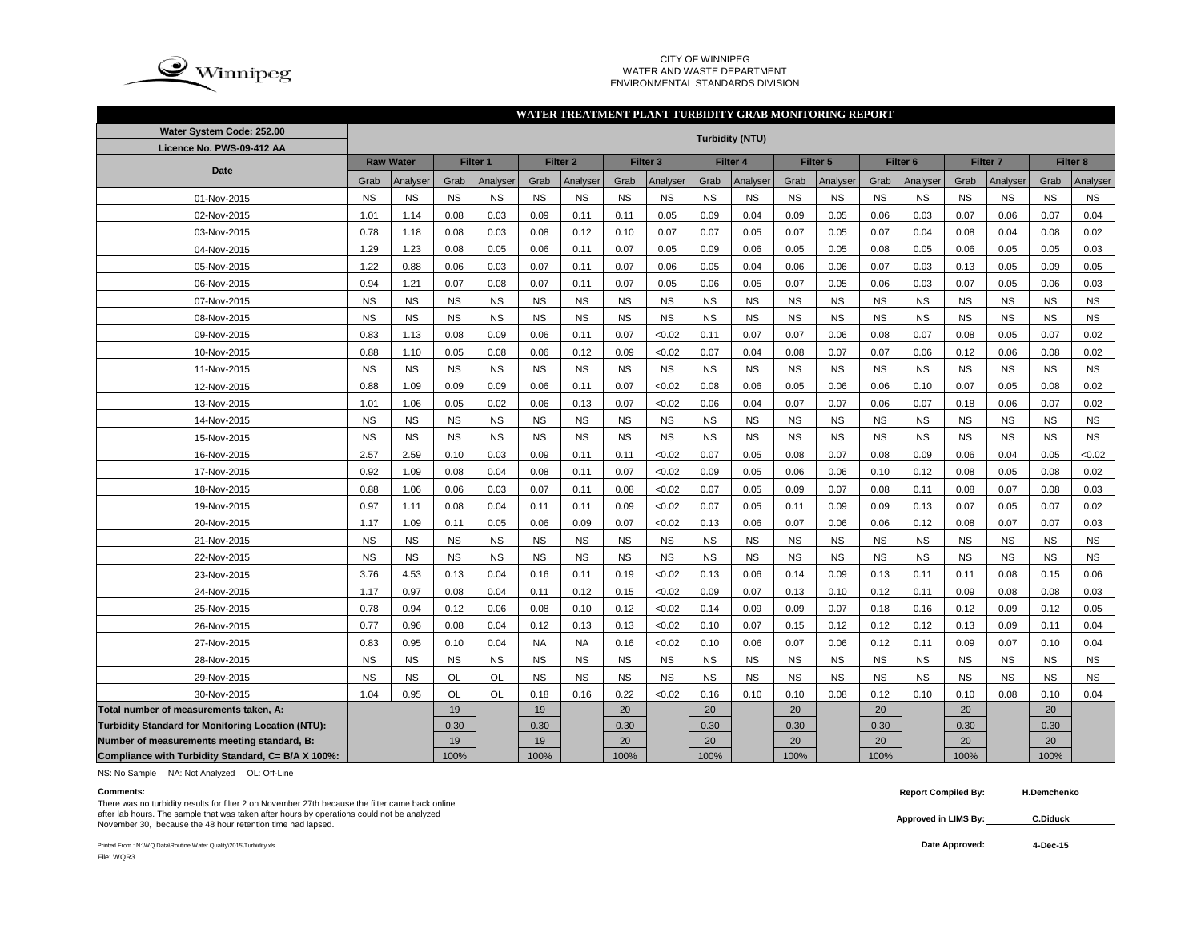CITY OF WINNIPEG
WATER AND WASTE DEPARTMENT
ENVIRONMENTAL STANDARDS DIVISION

## WATER TREATMENT PLANT TURBIDITY GRAB MONITORING REPORT

Water System Code: 252.00
Licence No. PWS-09-412 AA

| Date | Raw Water | | Filter 1 | | Filter 2 | | Filter 3 | | Filter 4 | | Filter 5 | | Filter 6 | | Filter 7 | | Filter 8 | |
|---|---|---|---|---|---|---|---|---|---|---|---|---|---|---|---|---|---|---|
| | Grab | Analyser | Grab | Analyser | Grab | Analyser | Grab | Analyser | Grab | Analyser | Grab | Analyser | Grab | Analyser | Grab | Analyser | Grab | Analyser |
| 01-Nov-2015 | NS | NS | NS | NS | NS | NS | NS | NS | NS | NS | NS | NS | NS | NS | NS | NS | NS | NS |
| 02-Nov-2015 | 1.01 | 1.14 | 0.08 | 0.03 | 0.09 | 0.11 | 0.11 | 0.05 | 0.09 | 0.04 | 0.09 | 0.05 | 0.06 | 0.03 | 0.07 | 0.06 | 0.07 | 0.04 |
| 03-Nov-2015 | 0.78 | 1.18 | 0.08 | 0.03 | 0.08 | 0.12 | 0.10 | 0.07 | 0.07 | 0.05 | 0.07 | 0.05 | 0.07 | 0.04 | 0.08 | 0.04 | 0.08 | 0.02 |
| 04-Nov-2015 | 1.29 | 1.23 | 0.08 | 0.05 | 0.06 | 0.11 | 0.07 | 0.05 | 0.09 | 0.06 | 0.05 | 0.05 | 0.08 | 0.05 | 0.06 | 0.05 | 0.05 | 0.03 |
| 05-Nov-2015 | 1.22 | 0.88 | 0.06 | 0.03 | 0.07 | 0.11 | 0.07 | 0.06 | 0.05 | 0.04 | 0.06 | 0.06 | 0.07 | 0.03 | 0.13 | 0.05 | 0.09 | 0.05 |
| 06-Nov-2015 | 0.94 | 1.21 | 0.07 | 0.08 | 0.07 | 0.11 | 0.07 | 0.05 | 0.06 | 0.05 | 0.07 | 0.05 | 0.06 | 0.03 | 0.07 | 0.05 | 0.06 | 0.03 |
| 07-Nov-2015 | NS | NS | NS | NS | NS | NS | NS | NS | NS | NS | NS | NS | NS | NS | NS | NS | NS | NS |
| 08-Nov-2015 | NS | NS | NS | NS | NS | NS | NS | NS | NS | NS | NS | NS | NS | NS | NS | NS | NS | NS |
| 09-Nov-2015 | 0.83 | 1.13 | 0.08 | 0.09 | 0.06 | 0.11 | 0.07 | <0.02 | 0.11 | 0.07 | 0.07 | 0.06 | 0.08 | 0.07 | 0.08 | 0.05 | 0.07 | 0.02 |
| 10-Nov-2015 | 0.88 | 1.10 | 0.05 | 0.08 | 0.06 | 0.12 | 0.09 | <0.02 | 0.07 | 0.04 | 0.08 | 0.07 | 0.07 | 0.06 | 0.12 | 0.06 | 0.08 | 0.02 |
| 11-Nov-2015 | NS | NS | NS | NS | NS | NS | NS | NS | NS | NS | NS | NS | NS | NS | NS | NS | NS | NS |
| 12-Nov-2015 | 0.88 | 1.09 | 0.09 | 0.09 | 0.06 | 0.11 | 0.07 | <0.02 | 0.08 | 0.06 | 0.05 | 0.06 | 0.06 | 0.10 | 0.07 | 0.05 | 0.08 | 0.02 |
| 13-Nov-2015 | 1.01 | 1.06 | 0.05 | 0.02 | 0.06 | 0.13 | 0.07 | <0.02 | 0.06 | 0.04 | 0.07 | 0.07 | 0.06 | 0.07 | 0.18 | 0.06 | 0.07 | 0.02 |
| 14-Nov-2015 | NS | NS | NS | NS | NS | NS | NS | NS | NS | NS | NS | NS | NS | NS | NS | NS | NS | NS |
| 15-Nov-2015 | NS | NS | NS | NS | NS | NS | NS | NS | NS | NS | NS | NS | NS | NS | NS | NS | NS | NS |
| 16-Nov-2015 | 2.57 | 2.59 | 0.10 | 0.03 | 0.09 | 0.11 | 0.11 | <0.02 | 0.07 | 0.05 | 0.08 | 0.07 | 0.08 | 0.09 | 0.06 | 0.04 | 0.05 | <0.02 |
| 17-Nov-2015 | 0.92 | 1.09 | 0.08 | 0.04 | 0.08 | 0.11 | 0.07 | <0.02 | 0.09 | 0.05 | 0.06 | 0.06 | 0.10 | 0.12 | 0.08 | 0.05 | 0.08 | 0.02 |
| 18-Nov-2015 | 0.88 | 1.06 | 0.06 | 0.03 | 0.07 | 0.11 | 0.08 | <0.02 | 0.07 | 0.05 | 0.09 | 0.07 | 0.08 | 0.11 | 0.08 | 0.07 | 0.08 | 0.03 |
| 19-Nov-2015 | 0.97 | 1.11 | 0.08 | 0.04 | 0.11 | 0.11 | 0.09 | <0.02 | 0.07 | 0.05 | 0.11 | 0.09 | 0.09 | 0.13 | 0.07 | 0.05 | 0.07 | 0.02 |
| 20-Nov-2015 | 1.17 | 1.09 | 0.11 | 0.05 | 0.06 | 0.09 | 0.07 | <0.02 | 0.13 | 0.06 | 0.07 | 0.06 | 0.06 | 0.12 | 0.08 | 0.07 | 0.07 | 0.03 |
| 21-Nov-2015 | NS | NS | NS | NS | NS | NS | NS | NS | NS | NS | NS | NS | NS | NS | NS | NS | NS | NS |
| 22-Nov-2015 | NS | NS | NS | NS | NS | NS | NS | NS | NS | NS | NS | NS | NS | NS | NS | NS | NS | NS |
| 23-Nov-2015 | 3.76 | 4.53 | 0.13 | 0.04 | 0.16 | 0.11 | 0.19 | <0.02 | 0.13 | 0.06 | 0.14 | 0.09 | 0.13 | 0.11 | 0.11 | 0.08 | 0.15 | 0.06 |
| 24-Nov-2015 | 1.17 | 0.97 | 0.08 | 0.04 | 0.11 | 0.12 | 0.15 | <0.02 | 0.09 | 0.07 | 0.13 | 0.10 | 0.12 | 0.11 | 0.09 | 0.08 | 0.08 | 0.03 |
| 25-Nov-2015 | 0.78 | 0.94 | 0.12 | 0.06 | 0.08 | 0.10 | 0.12 | <0.02 | 0.14 | 0.09 | 0.09 | 0.07 | 0.18 | 0.16 | 0.12 | 0.09 | 0.12 | 0.05 |
| 26-Nov-2015 | 0.77 | 0.96 | 0.08 | 0.04 | 0.12 | 0.13 | 0.13 | <0.02 | 0.10 | 0.07 | 0.15 | 0.12 | 0.12 | 0.12 | 0.13 | 0.09 | 0.11 | 0.04 |
| 27-Nov-2015 | 0.83 | 0.95 | 0.10 | 0.04 | NA | NA | 0.16 | <0.02 | 0.10 | 0.06 | 0.07 | 0.06 | 0.12 | 0.11 | 0.09 | 0.07 | 0.10 | 0.04 |
| 28-Nov-2015 | NS | NS | NS | NS | NS | NS | NS | NS | NS | NS | NS | NS | NS | NS | NS | NS | NS | NS |
| 29-Nov-2015 | NS | NS | OL | OL | NS | NS | NS | NS | NS | NS | NS | NS | NS | NS | NS | NS | NS | NS |
| 30-Nov-2015 | 1.04 | 0.95 | OL | OL | 0.18 | 0.16 | 0.22 | <0.02 | 0.16 | 0.10 | 0.10 | 0.08 | 0.12 | 0.10 | 0.10 | 0.08 | 0.10 | 0.04 |
| Total number of measurements taken, A: | | | 19 | | 19 | | 20 | | 20 | | 20 | | 20 | | 20 | | 20 | |
| Turbidity Standard for Monitoring Location (NTU): | | | 0.30 | | 0.30 | | 0.30 | | 0.30 | | 0.30 | | 0.30 | | 0.30 | | 0.30 | |
| Number of measurements meeting standard, B: | | | 19 | | 19 | | 20 | | 20 | | 20 | | 20 | | 20 | | 20 | |
| Compliance with Turbidity Standard, C= B/A X 100%: | | | 100% | | 100% | | 100% | | 100% | | 100% | | 100% | | 100% | | 100% | |

Turbidity (NTU)

NS: No Sample NA: Not Analyzed OL: Off-Line

**Comments:**

There was no turbidity results for filter 2 on November 27th because the filter came back online after lab hours. The sample that was taken after hours by operations could not be analyzed November 30, because the 48 hour retention time had lapsed.

**Report Compiled By:** H.Demchenko

**Approved in LIMS By:** C.Diduck

**Date Approved:** 4-Dec-15

Printed From : N:\WQ Data\Routine Water Quality\2015\Turbidity.xls

File: WQR3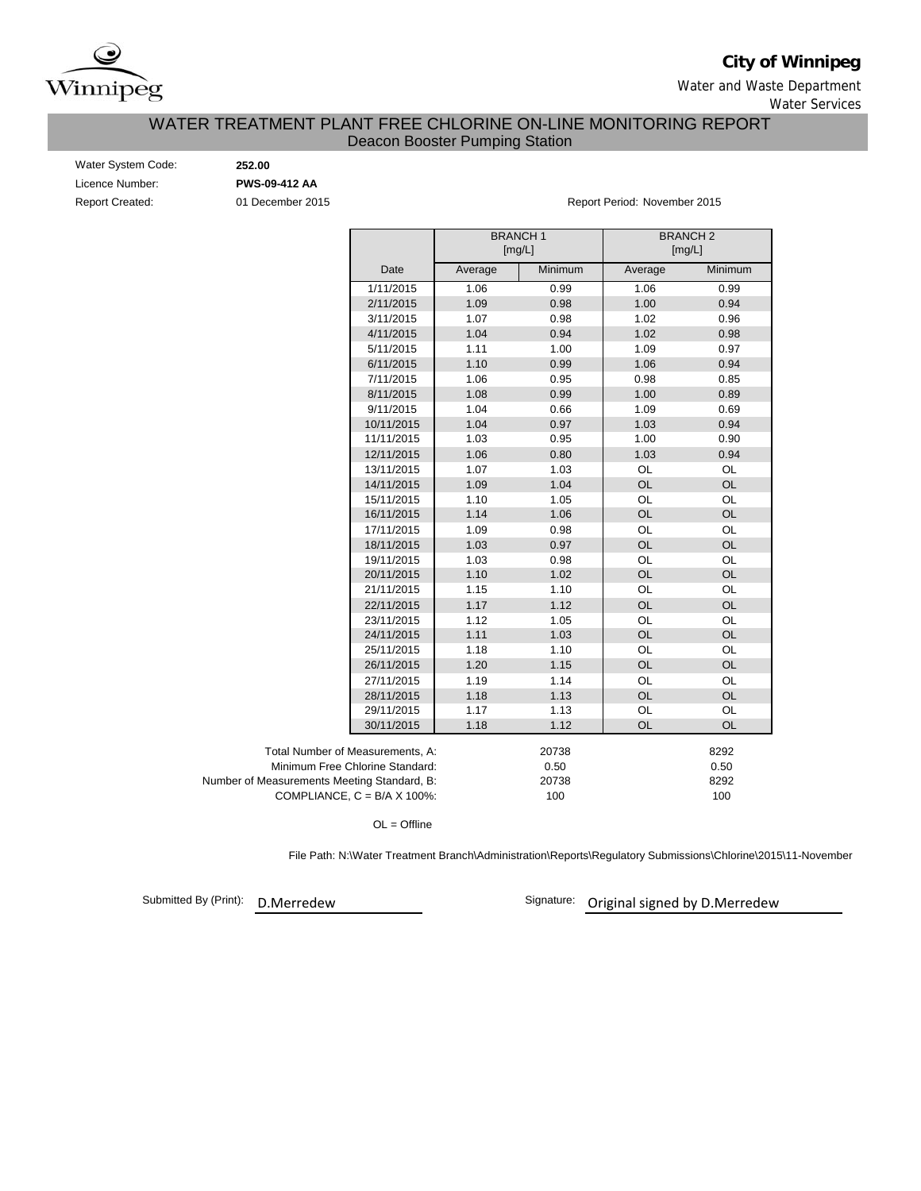**City of Winnipeg**

Water and Waste Department

Water Services

# WATER TREATMENT PLANT FREE CHLORINE ON-LINE MONITORING REPORT

## Deacon Booster Pumping Station

Water System Code: **252.00**

Licence Number: **PWS-09-412 AA**

Report Created: 01 December 2015

Report Period: November 2015

| | BRANCH 1 [mg/L] | | BRANCH 2 [mg/L] | |
|---|---|---|---|---|
| Date | Average | Minimum | Average | Minimum |
| 1/11/2015 | 1.06 | 0.99 | 1.06 | 0.99 |
| 2/11/2015 | 1.09 | 0.98 | 1.00 | 0.94 |
| 3/11/2015 | 1.07 | 0.98 | 1.02 | 0.96 |
| 4/11/2015 | 1.04 | 0.94 | 1.02 | 0.98 |
| 5/11/2015 | 1.11 | 1.00 | 1.09 | 0.97 |
| 6/11/2015 | 1.10 | 0.99 | 1.06 | 0.94 |
| 7/11/2015 | 1.06 | 0.95 | 0.98 | 0.85 |
| 8/11/2015 | 1.08 | 0.99 | 1.00 | 0.89 |
| 9/11/2015 | 1.04 | 0.66 | 1.09 | 0.69 |
| 10/11/2015 | 1.04 | 0.97 | 1.03 | 0.94 |
| 11/11/2015 | 1.03 | 0.95 | 1.00 | 0.90 |
| 12/11/2015 | 1.06 | 0.80 | 1.03 | 0.94 |
| 13/11/2015 | 1.07 | 1.03 | OL | OL |
| 14/11/2015 | 1.09 | 1.04 | OL | OL |
| 15/11/2015 | 1.10 | 1.05 | OL | OL |
| 16/11/2015 | 1.14 | 1.06 | OL | OL |
| 17/11/2015 | 1.09 | 0.98 | OL | OL |
| 18/11/2015 | 1.03 | 0.97 | OL | OL |
| 19/11/2015 | 1.03 | 0.98 | OL | OL |
| 20/11/2015 | 1.10 | 1.02 | OL | OL |
| 21/11/2015 | 1.15 | 1.10 | OL | OL |
| 22/11/2015 | 1.17 | 1.12 | OL | OL |
| 23/11/2015 | 1.12 | 1.05 | OL | OL |
| 24/11/2015 | 1.11 | 1.03 | OL | OL |
| 25/11/2015 | 1.18 | 1.10 | OL | OL |
| 26/11/2015 | 1.20 | 1.15 | OL | OL |
| 27/11/2015 | 1.19 | 1.14 | OL | OL |
| 28/11/2015 | 1.18 | 1.13 | OL | OL |
| 29/11/2015 | 1.17 | 1.13 | OL | OL |
| 30/11/2015 | 1.18 | 1.12 | OL | OL |

| | Branch 1 | Branch 2 |
|---|---|---|
| Total Number of Measurements, A: | 20738 | 8292 |
| Minimum Free Chlorine Standard: | 0.50 | 0.50 |
| Number of Measurements Meeting Standard, B: | 20738 | 8292 |
| COMPLIANCE, C = B/A X 100%: | 100 | 100 |

OL = Offline

File Path: N:\Water Treatment Branch\Administration\Reports\Regulatory Submissions\Chlorine\2015\11-November

Submitted By (Print): D.Merredew

Signature: Original signed by D.Merredew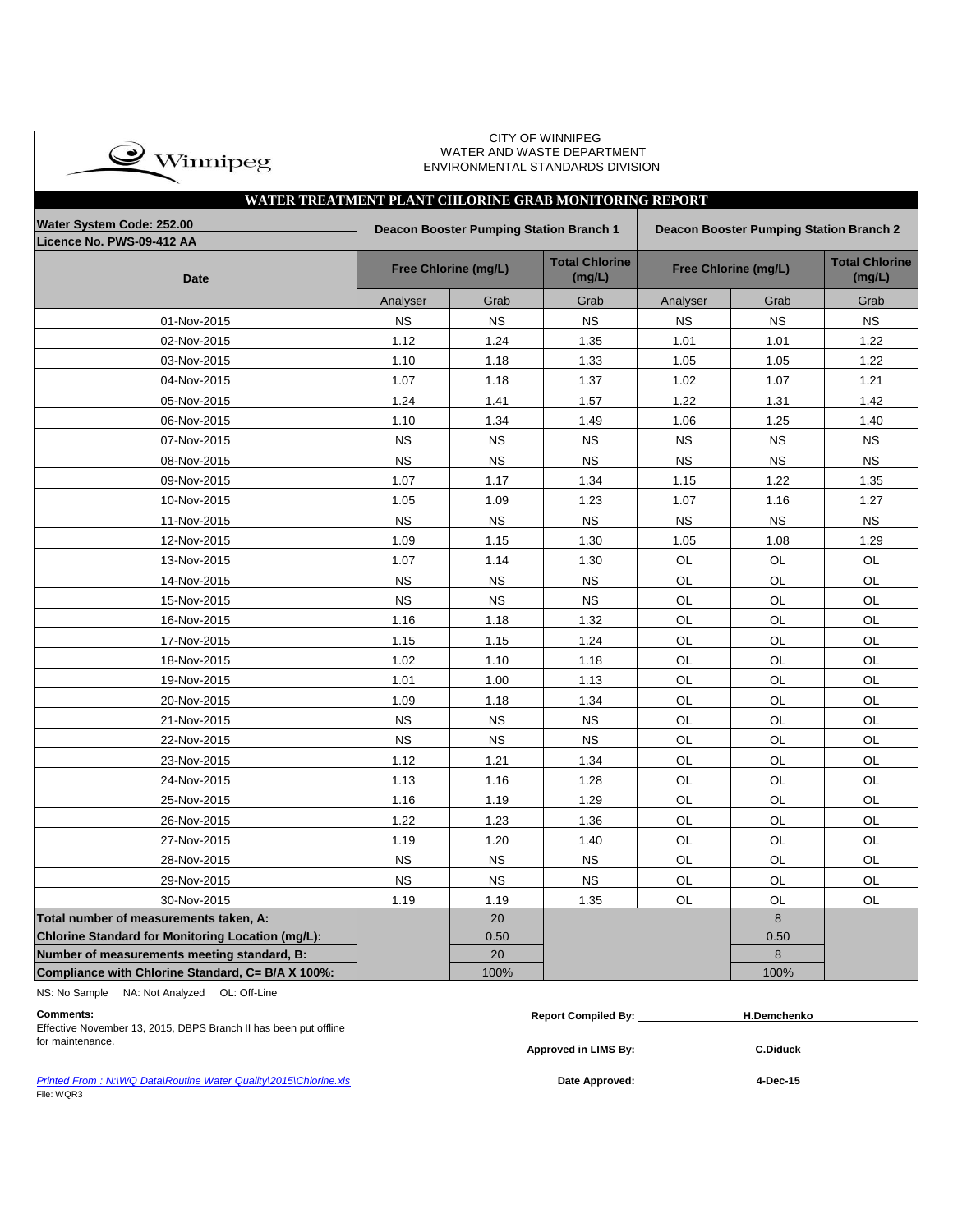CITY OF WINNIPEG
WATER AND WASTE DEPARTMENT
ENVIRONMENTAL STANDARDS DIVISION

## WATER TREATMENT PLANT CHLORINE GRAB MONITORING REPORT

| Water System Code: 252.00 / Licence No. PWS-09-412 AA | Deacon Booster Pumping Station Branch 1 | | | Deacon Booster Pumping Station Branch 2 | | |
|---|---|---|---|---|---|---|
| Date | Free Chlorine (mg/L) | | Total Chlorine (mg/L) | Free Chlorine (mg/L) | | Total Chlorine (mg/L) |
| | Analyser | Grab | Grab | Analyser | Grab | Grab |
| 01-Nov-2015 | NS | NS | NS | NS | NS | NS |
| 02-Nov-2015 | 1.12 | 1.24 | 1.35 | 1.01 | 1.01 | 1.22 |
| 03-Nov-2015 | 1.10 | 1.18 | 1.33 | 1.05 | 1.05 | 1.22 |
| 04-Nov-2015 | 1.07 | 1.18 | 1.37 | 1.02 | 1.07 | 1.21 |
| 05-Nov-2015 | 1.24 | 1.41 | 1.57 | 1.22 | 1.31 | 1.42 |
| 06-Nov-2015 | 1.10 | 1.34 | 1.49 | 1.06 | 1.25 | 1.40 |
| 07-Nov-2015 | NS | NS | NS | NS | NS | NS |
| 08-Nov-2015 | NS | NS | NS | NS | NS | NS |
| 09-Nov-2015 | 1.07 | 1.17 | 1.34 | 1.15 | 1.22 | 1.35 |
| 10-Nov-2015 | 1.05 | 1.09 | 1.23 | 1.07 | 1.16 | 1.27 |
| 11-Nov-2015 | NS | NS | NS | NS | NS | NS |
| 12-Nov-2015 | 1.09 | 1.15 | 1.30 | 1.05 | 1.08 | 1.29 |
| 13-Nov-2015 | 1.07 | 1.14 | 1.30 | OL | OL | OL |
| 14-Nov-2015 | NS | NS | NS | OL | OL | OL |
| 15-Nov-2015 | NS | NS | NS | OL | OL | OL |
| 16-Nov-2015 | 1.16 | 1.18 | 1.32 | OL | OL | OL |
| 17-Nov-2015 | 1.15 | 1.15 | 1.24 | OL | OL | OL |
| 18-Nov-2015 | 1.02 | 1.10 | 1.18 | OL | OL | OL |
| 19-Nov-2015 | 1.01 | 1.00 | 1.13 | OL | OL | OL |
| 20-Nov-2015 | 1.09 | 1.18 | 1.34 | OL | OL | OL |
| 21-Nov-2015 | NS | NS | NS | OL | OL | OL |
| 22-Nov-2015 | NS | NS | NS | OL | OL | OL |
| 23-Nov-2015 | 1.12 | 1.21 | 1.34 | OL | OL | OL |
| 24-Nov-2015 | 1.13 | 1.16 | 1.28 | OL | OL | OL |
| 25-Nov-2015 | 1.16 | 1.19 | 1.29 | OL | OL | OL |
| 26-Nov-2015 | 1.22 | 1.23 | 1.36 | OL | OL | OL |
| 27-Nov-2015 | 1.19 | 1.20 | 1.40 | OL | OL | OL |
| 28-Nov-2015 | NS | NS | NS | OL | OL | OL |
| 29-Nov-2015 | NS | NS | NS | OL | OL | OL |
| 30-Nov-2015 | 1.19 | 1.19 | 1.35 | OL | OL | OL |
| **Total number of measurements taken, A:** | | 20 | | | 8 | |
| **Chlorine Standard for Monitoring Location (mg/L):** | | 0.50 | | | 0.50 | |
| **Number of measurements meeting standard, B:** | | 20 | | | 8 | |
| **Compliance with Chlorine Standard, C= B/A X 100%:** | | 100% | | | 100% | |

NS: No Sample NA: Not Analyzed OL: Off-Line

**Comments:**
Effective November 13, 2015, DBPS Branch II has been put offline for maintenance.

**Report Compiled By:** H.Demchenko

**Approved in LIMS By:** C.Diduck

**Date Approved:** 4-Dec-15

*Printed From : N:\WQ Data\Routine Water Quality\2015\Chlorine.xls*
File: WQR3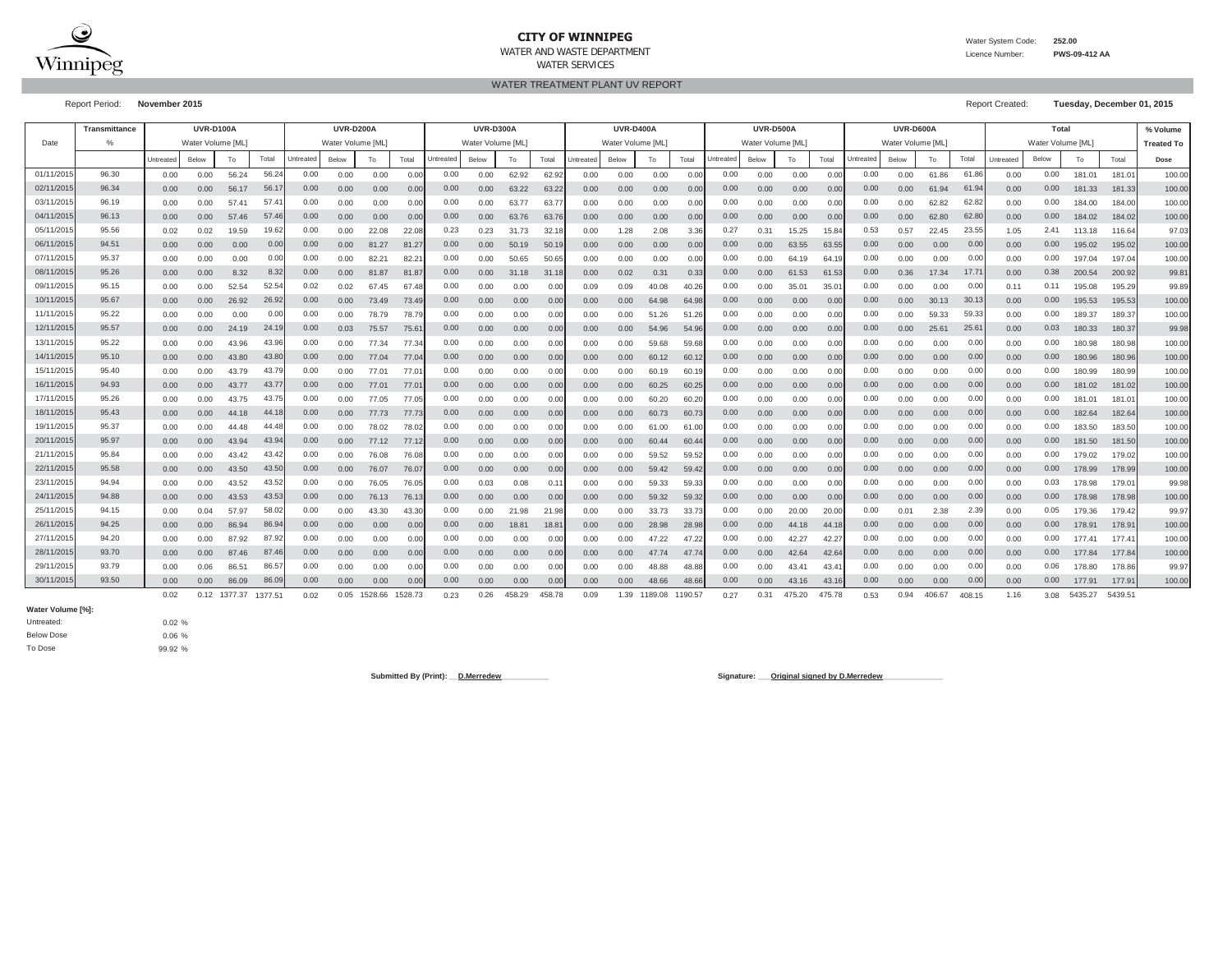# CITY OF WINNIPEG

WATER AND WASTE DEPARTMENT

WATER SERVICES

Water System Code: **252.00**

Licence Number: **PWS-09-412 AA**

## WATER TREATMENT PLANT UV REPORT

Report Period: **November 2015**

Report Created: **Tuesday, December 01, 2015**

| Date | Transmittance | UVR-D100A | | | | UVR-D200A | | | | UVR-D300A | | | | UVR-D400A | | | | UVR-D500A | | | | UVR-D600A | | | | Total | | | | % Volume |
|---|---|---|---|---|---|---|---|---|---|---|---|---|---|---|---|---|---|---|---|---|---|---|---|---|---|---|---|---|---|---|
| | % | Water Volume [ML] | | | | Water Volume [ML] | | | | Water Volume [ML] | | | | Water Volume [ML] | | | | Water Volume [ML] | | | | Water Volume [ML] | | | | Water Volume [ML] | | | | Treated To |
| | | Untreated | Below | To | Total | Untreated | Below | To | Total | Untreated | Below | To | Total | Untreated | Below | To | Total | Untreated | Below | To | Total | Untreated | Below | To | Total | Untreated | Below | To | Total | Dose |
| 01/11/2015 | 96.30 | 0.00 | 0.00 | 56.24 | 56.24 | 0.00 | 0.00 | 0.00 | 0.00 | 0.00 | 0.00 | 62.92 | 62.92 | 0.00 | 0.00 | 0.00 | 0.00 | 0.00 | 0.00 | 0.00 | 0.00 | 0.00 | 0.00 | 61.86 | 61.86 | 0.00 | 0.00 | 181.01 | 181.01 | 100.00 |
| 02/11/2015 | 96.34 | 0.00 | 0.00 | 56.17 | 56.17 | 0.00 | 0.00 | 0.00 | 0.00 | 0.00 | 0.00 | 63.22 | 63.22 | 0.00 | 0.00 | 0.00 | 0.00 | 0.00 | 0.00 | 0.00 | 0.00 | 0.00 | 0.00 | 61.94 | 61.94 | 0.00 | 0.00 | 181.33 | 181.33 | 100.00 |
| 03/11/2015 | 96.19 | 0.00 | 0.00 | 57.41 | 57.41 | 0.00 | 0.00 | 0.00 | 0.00 | 0.00 | 0.00 | 63.77 | 63.77 | 0.00 | 0.00 | 0.00 | 0.00 | 0.00 | 0.00 | 0.00 | 0.00 | 0.00 | 0.00 | 62.82 | 62.82 | 0.00 | 0.00 | 184.00 | 184.00 | 100.00 |
| 04/11/2015 | 96.13 | 0.00 | 0.00 | 57.46 | 57.46 | 0.00 | 0.00 | 0.00 | 0.00 | 0.00 | 0.00 | 63.76 | 63.76 | 0.00 | 0.00 | 0.00 | 0.00 | 0.00 | 0.00 | 0.00 | 0.00 | 0.00 | 0.00 | 62.80 | 62.80 | 0.00 | 0.00 | 184.02 | 184.02 | 100.00 |
| 05/11/2015 | 95.56 | 0.02 | 0.02 | 19.59 | 19.62 | 0.00 | 0.00 | 22.08 | 22.08 | 0.23 | 0.23 | 31.73 | 32.18 | 0.00 | 1.28 | 2.08 | 3.36 | 0.27 | 0.31 | 15.25 | 15.84 | 0.53 | 0.57 | 22.45 | 23.55 | 1.05 | 2.41 | 113.18 | 116.64 | 97.03 |
| 06/11/2015 | 94.51 | 0.00 | 0.00 | 0.00 | 0.00 | 0.00 | 0.00 | 81.27 | 81.27 | 0.00 | 0.00 | 50.19 | 50.19 | 0.00 | 0.00 | 0.00 | 0.00 | 0.00 | 0.00 | 63.55 | 63.55 | 0.00 | 0.00 | 0.00 | 0.00 | 0.00 | 0.00 | 195.02 | 195.02 | 100.00 |
| 07/11/2015 | 95.37 | 0.00 | 0.00 | 0.00 | 0.00 | 0.00 | 0.00 | 82.21 | 82.21 | 0.00 | 0.00 | 50.65 | 50.65 | 0.00 | 0.00 | 0.00 | 0.00 | 0.00 | 0.00 | 64.19 | 64.19 | 0.00 | 0.00 | 0.00 | 0.00 | 0.00 | 0.00 | 197.04 | 197.04 | 100.00 |
| 08/11/2015 | 95.26 | 0.00 | 0.00 | 8.32 | 8.32 | 0.00 | 0.00 | 81.87 | 81.87 | 0.00 | 0.00 | 31.18 | 31.18 | 0.00 | 0.02 | 0.31 | 0.33 | 0.00 | 0.00 | 61.53 | 61.53 | 0.00 | 0.36 | 17.34 | 17.71 | 0.00 | 0.38 | 200.54 | 200.92 | 99.81 |
| 09/11/2015 | 95.15 | 0.00 | 0.00 | 52.54 | 52.54 | 0.02 | 0.02 | 67.45 | 67.48 | 0.00 | 0.00 | 0.00 | 0.00 | 0.09 | 0.09 | 40.08 | 40.26 | 0.00 | 0.00 | 35.01 | 35.01 | 0.00 | 0.00 | 0.00 | 0.00 | 0.11 | 0.11 | 195.08 | 195.29 | 99.89 |
| 10/11/2015 | 95.67 | 0.00 | 0.00 | 26.92 | 26.92 | 0.00 | 0.00 | 73.49 | 73.49 | 0.00 | 0.00 | 0.00 | 0.00 | 0.00 | 0.00 | 64.98 | 64.98 | 0.00 | 0.00 | 0.00 | 0.00 | 0.00 | 0.00 | 30.13 | 30.13 | 0.00 | 0.00 | 195.53 | 195.53 | 100.00 |
| 11/11/2015 | 95.22 | 0.00 | 0.00 | 0.00 | 0.00 | 0.00 | 0.00 | 78.79 | 78.79 | 0.00 | 0.00 | 0.00 | 0.00 | 0.00 | 0.00 | 51.26 | 51.26 | 0.00 | 0.00 | 0.00 | 0.00 | 0.00 | 0.00 | 59.33 | 59.33 | 0.00 | 0.00 | 189.37 | 189.37 | 100.00 |
| 12/11/2015 | 95.57 | 0.00 | 0.00 | 24.19 | 24.19 | 0.00 | 0.03 | 75.57 | 75.61 | 0.00 | 0.00 | 0.00 | 0.00 | 0.00 | 0.00 | 54.96 | 54.96 | 0.00 | 0.00 | 0.00 | 0.00 | 0.00 | 0.00 | 25.61 | 25.61 | 0.00 | 0.03 | 180.33 | 180.37 | 99.98 |
| 13/11/2015 | 95.22 | 0.00 | 0.00 | 43.96 | 43.96 | 0.00 | 0.00 | 77.34 | 77.34 | 0.00 | 0.00 | 0.00 | 0.00 | 0.00 | 0.00 | 59.68 | 59.68 | 0.00 | 0.00 | 0.00 | 0.00 | 0.00 | 0.00 | 0.00 | 0.00 | 0.00 | 0.00 | 180.98 | 180.98 | 100.00 |
| 14/11/2015 | 95.10 | 0.00 | 0.00 | 43.80 | 43.80 | 0.00 | 0.00 | 77.04 | 77.04 | 0.00 | 0.00 | 0.00 | 0.00 | 0.00 | 0.00 | 60.12 | 60.12 | 0.00 | 0.00 | 0.00 | 0.00 | 0.00 | 0.00 | 0.00 | 0.00 | 0.00 | 0.00 | 180.96 | 180.96 | 100.00 |
| 15/11/2015 | 95.40 | 0.00 | 0.00 | 43.79 | 43.79 | 0.00 | 0.00 | 77.01 | 77.01 | 0.00 | 0.00 | 0.00 | 0.00 | 0.00 | 0.00 | 60.19 | 60.19 | 0.00 | 0.00 | 0.00 | 0.00 | 0.00 | 0.00 | 0.00 | 0.00 | 0.00 | 0.00 | 180.99 | 180.99 | 100.00 |
| 16/11/2015 | 94.93 | 0.00 | 0.00 | 43.77 | 43.77 | 0.00 | 0.00 | 77.01 | 77.01 | 0.00 | 0.00 | 0.00 | 0.00 | 0.00 | 0.00 | 60.25 | 60.25 | 0.00 | 0.00 | 0.00 | 0.00 | 0.00 | 0.00 | 0.00 | 0.00 | 0.00 | 0.00 | 181.02 | 181.02 | 100.00 |
| 17/11/2015 | 95.26 | 0.00 | 0.00 | 43.75 | 43.75 | 0.00 | 0.00 | 77.05 | 77.05 | 0.00 | 0.00 | 0.00 | 0.00 | 0.00 | 0.00 | 60.20 | 60.20 | 0.00 | 0.00 | 0.00 | 0.00 | 0.00 | 0.00 | 0.00 | 0.00 | 0.00 | 0.00 | 181.01 | 181.01 | 100.00 |
| 18/11/2015 | 95.43 | 0.00 | 0.00 | 44.18 | 44.18 | 0.00 | 0.00 | 77.73 | 77.73 | 0.00 | 0.00 | 0.00 | 0.00 | 0.00 | 0.00 | 60.73 | 60.73 | 0.00 | 0.00 | 0.00 | 0.00 | 0.00 | 0.00 | 0.00 | 0.00 | 0.00 | 0.00 | 182.64 | 182.64 | 100.00 |
| 19/11/2015 | 95.37 | 0.00 | 0.00 | 44.48 | 44.48 | 0.00 | 0.00 | 78.02 | 78.02 | 0.00 | 0.00 | 0.00 | 0.00 | 0.00 | 0.00 | 61.00 | 61.00 | 0.00 | 0.00 | 0.00 | 0.00 | 0.00 | 0.00 | 0.00 | 0.00 | 0.00 | 0.00 | 183.50 | 183.50 | 100.00 |
| 20/11/2015 | 95.97 | 0.00 | 0.00 | 43.94 | 43.94 | 0.00 | 0.00 | 77.12 | 77.12 | 0.00 | 0.00 | 0.00 | 0.00 | 0.00 | 0.00 | 60.44 | 60.44 | 0.00 | 0.00 | 0.00 | 0.00 | 0.00 | 0.00 | 0.00 | 0.00 | 0.00 | 0.00 | 181.50 | 181.50 | 100.00 |
| 21/11/2015 | 95.84 | 0.00 | 0.00 | 43.42 | 43.42 | 0.00 | 0.00 | 76.08 | 76.08 | 0.00 | 0.00 | 0.00 | 0.00 | 0.00 | 0.00 | 59.52 | 59.52 | 0.00 | 0.00 | 0.00 | 0.00 | 0.00 | 0.00 | 0.00 | 0.00 | 0.00 | 0.00 | 179.02 | 179.02 | 100.00 |
| 22/11/2015 | 95.58 | 0.00 | 0.00 | 43.50 | 43.50 | 0.00 | 0.00 | 76.07 | 76.07 | 0.00 | 0.00 | 0.00 | 0.00 | 0.00 | 0.00 | 59.42 | 59.42 | 0.00 | 0.00 | 0.00 | 0.00 | 0.00 | 0.00 | 0.00 | 0.00 | 0.00 | 0.00 | 178.99 | 178.99 | 100.00 |
| 23/11/2015 | 94.94 | 0.00 | 0.00 | 43.52 | 43.52 | 0.00 | 0.00 | 76.05 | 76.05 | 0.00 | 0.03 | 0.08 | 0.11 | 0.00 | 0.00 | 59.33 | 59.33 | 0.00 | 0.00 | 0.00 | 0.00 | 0.00 | 0.00 | 0.00 | 0.00 | 0.00 | 0.03 | 178.98 | 179.01 | 99.98 |
| 24/11/2015 | 94.88 | 0.00 | 0.00 | 43.53 | 43.53 | 0.00 | 0.00 | 76.13 | 76.13 | 0.00 | 0.00 | 0.00 | 0.00 | 0.00 | 0.00 | 59.32 | 59.32 | 0.00 | 0.00 | 0.00 | 0.00 | 0.00 | 0.00 | 0.00 | 0.00 | 0.00 | 0.00 | 178.98 | 178.98 | 100.00 |
| 25/11/2015 | 94.15 | 0.00 | 0.04 | 57.97 | 58.02 | 0.00 | 0.00 | 43.30 | 43.30 | 0.00 | 0.00 | 21.98 | 21.98 | 0.00 | 0.00 | 33.73 | 33.73 | 0.00 | 0.00 | 20.00 | 20.00 | 0.00 | 0.01 | 2.38 | 2.39 | 0.00 | 0.05 | 179.36 | 179.42 | 99.97 |
| 26/11/2015 | 94.25 | 0.00 | 0.00 | 86.94 | 86.94 | 0.00 | 0.00 | 0.00 | 0.00 | 0.00 | 0.00 | 18.81 | 18.81 | 0.00 | 0.00 | 28.98 | 28.98 | 0.00 | 0.00 | 44.18 | 44.18 | 0.00 | 0.00 | 0.00 | 0.00 | 0.00 | 0.00 | 178.91 | 178.91 | 100.00 |
| 27/11/2015 | 94.20 | 0.00 | 0.00 | 87.92 | 87.92 | 0.00 | 0.00 | 0.00 | 0.00 | 0.00 | 0.00 | 0.00 | 0.00 | 0.00 | 0.00 | 47.22 | 47.22 | 0.00 | 0.00 | 42.27 | 42.27 | 0.00 | 0.00 | 0.00 | 0.00 | 0.00 | 0.00 | 177.41 | 177.41 | 100.00 |
| 28/11/2015 | 93.70 | 0.00 | 0.00 | 87.46 | 87.46 | 0.00 | 0.00 | 0.00 | 0.00 | 0.00 | 0.00 | 0.00 | 0.00 | 0.00 | 0.00 | 47.74 | 47.74 | 0.00 | 0.00 | 42.64 | 42.64 | 0.00 | 0.00 | 0.00 | 0.00 | 0.00 | 0.00 | 177.84 | 177.84 | 100.00 |
| 29/11/2015 | 93.79 | 0.00 | 0.06 | 86.51 | 86.57 | 0.00 | 0.00 | 0.00 | 0.00 | 0.00 | 0.00 | 0.00 | 0.00 | 0.00 | 0.00 | 48.88 | 48.88 | 0.00 | 0.00 | 43.41 | 43.41 | 0.00 | 0.00 | 0.00 | 0.00 | 0.00 | 0.06 | 178.80 | 178.86 | 99.97 |
| 30/11/2015 | 93.50 | 0.00 | 0.00 | 86.09 | 86.09 | 0.00 | 0.00 | 0.00 | 0.00 | 0.00 | 0.00 | 0.00 | 0.00 | 0.00 | 0.00 | 48.66 | 48.66 | 0.00 | 0.00 | 43.16 | 43.16 | 0.00 | 0.00 | 0.00 | 0.00 | 0.00 | 0.00 | 177.91 | 177.91 | 100.00 |
| | | 0.02 | 0.12 | 1377.37 | 1377.51 | 0.02 | 0.05 | 1528.66 | 1528.73 | 0.23 | 0.26 | 458.29 | 458.78 | 0.09 | 1.39 | 1189.08 | 1190.57 | 0.27 | 0.31 | 475.20 | 475.78 | 0.53 | 0.94 | 406.67 | 408.15 | 1.16 | 3.08 | 5435.27 | 5439.51 | |

**Water Volume [%]:**

| | |
|---|---|
| Untreated: | 0.02 % |
| Below Dose | 0.06 % |
| To Dose | 99.92 % |

**Submitted By (Print): __D.Merredew__________**

**Signature: ___Original signed by D.Merredew______________**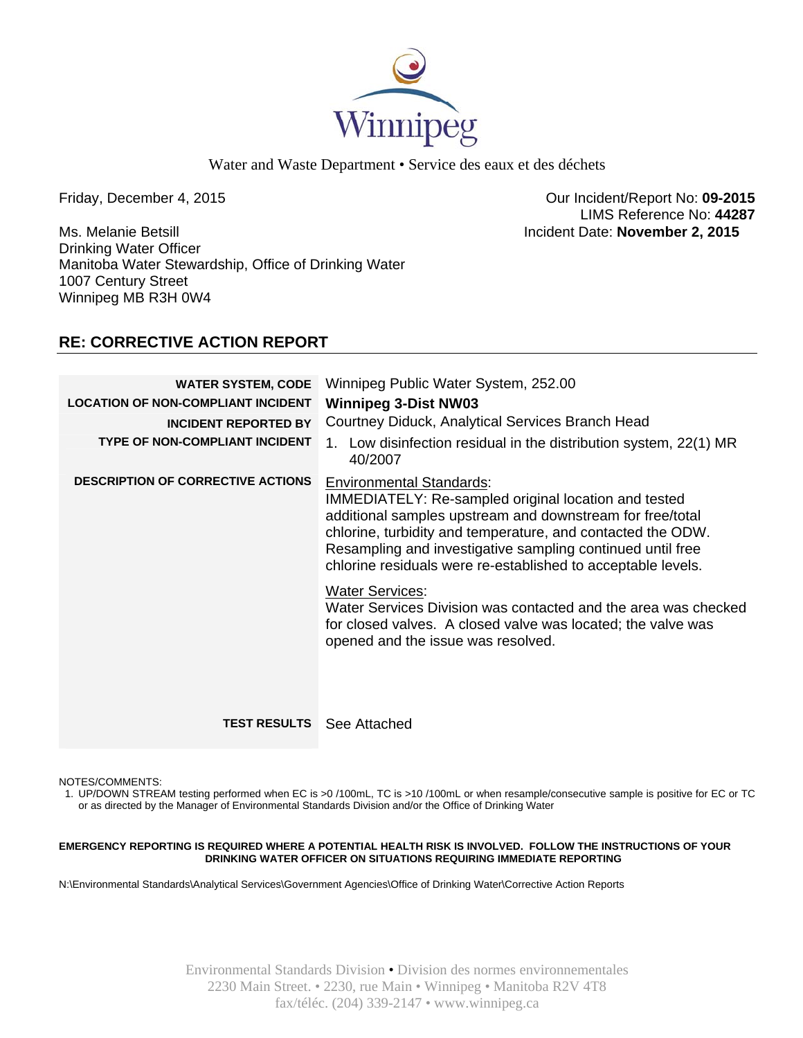Winnipeg

Water and Waste Department • Service des eaux et des déchets

Friday, December 4, 2015

Our Incident/Report No: **09-2015**
LIMS Reference No: **44287**
Incident Date: **November 2, 2015**

Ms. Melanie Betsill
Drinking Water Officer
Manitoba Water Stewardship, Office of Drinking Water
1007 Century Street
Winnipeg MB R3H 0W4

## RE: CORRECTIVE ACTION REPORT

| | |
|---|---|
| **WATER SYSTEM, CODE** | Winnipeg Public Water System, 252.00 |
| **LOCATION OF NON-COMPLIANT INCIDENT** | **Winnipeg 3-Dist NW03** |
| **INCIDENT REPORTED BY** | Courtney Diduck, Analytical Services Branch Head |
| **TYPE OF NON-COMPLIANT INCIDENT** | 1. Low disinfection residual in the distribution system, 22(1) MR 40/2007 |
| **DESCRIPTION OF CORRECTIVE ACTIONS** | Environmental Standards: IMMEDIATELY: Re-sampled original location and tested additional samples upstream and downstream for free/total chlorine, turbidity and temperature, and contacted the ODW. Resampling and investigative sampling continued until free chlorine residuals were re-established to acceptable levels. <br><br> Water Services: Water Services Division was contacted and the area was checked for closed valves. A closed valve was located; the valve was opened and the issue was resolved. |
| **TEST RESULTS** | See Attached |

NOTES/COMMENTS:

1. UP/DOWN STREAM testing performed when EC is >0 /100mL, TC is >10 /100mL or when resample/consecutive sample is positive for EC or TC or as directed by the Manager of Environmental Standards Division and/or the Office of Drinking Water

**EMERGENCY REPORTING IS REQUIRED WHERE A POTENTIAL HEALTH RISK IS INVOLVED. FOLLOW THE INSTRUCTIONS OF YOUR DRINKING WATER OFFICER ON SITUATIONS REQUIRING IMMEDIATE REPORTING**

N:\Environmental Standards\Analytical Services\Government Agencies\Office of Drinking Water\Corrective Action Reports

Environmental Standards Division • Division des normes environnementales
2230 Main Street. • 2230, rue Main • Winnipeg • Manitoba R2V 4T8
fax/téléc. (204) 339-2147 • www.winnipeg.ca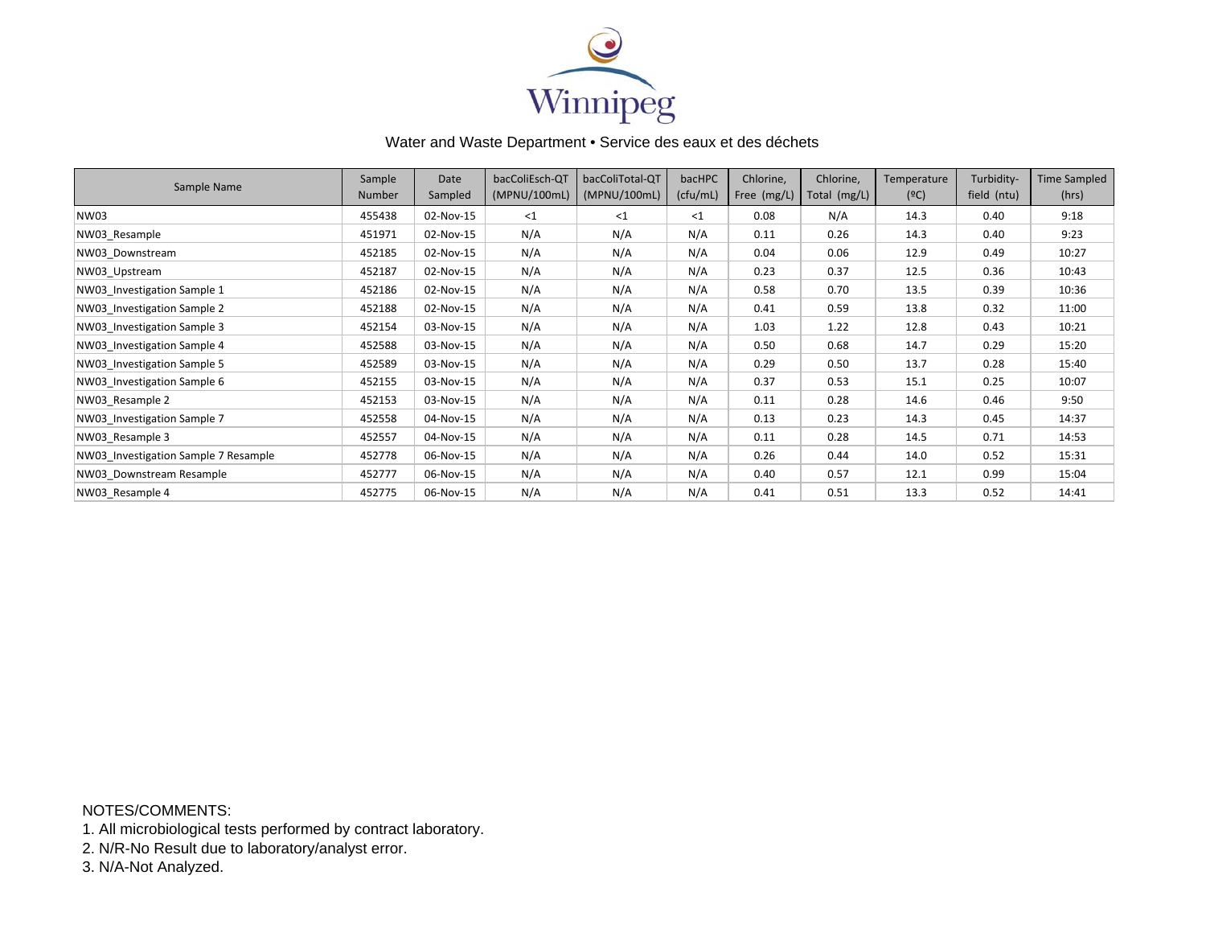Winnipeg

Water and Waste Department • Service des eaux et des déchets

| Sample Name | Sample Number | Date Sampled | bacColiEsch-QT (MPNU/100mL) | bacColiTotal-QT (MPNU/100mL) | bacHPC (cfu/mL) | Chlorine, Free (mg/L) | Chlorine, Total (mg/L) | Temperature (ºC) | Turbidity-field (ntu) | Time Sampled (hrs) |
|---|---|---|---|---|---|---|---|---|---|---|
| NW03 | 455438 | 02-Nov-15 | <1 | <1 | <1 | 0.08 | N/A | 14.3 | 0.40 | 9:18 |
| NW03_Resample | 451971 | 02-Nov-15 | N/A | N/A | N/A | 0.11 | 0.26 | 14.3 | 0.40 | 9:23 |
| NW03_Downstream | 452185 | 02-Nov-15 | N/A | N/A | N/A | 0.04 | 0.06 | 12.9 | 0.49 | 10:27 |
| NW03_Upstream | 452187 | 02-Nov-15 | N/A | N/A | N/A | 0.23 | 0.37 | 12.5 | 0.36 | 10:43 |
| NW03_Investigation Sample 1 | 452186 | 02-Nov-15 | N/A | N/A | N/A | 0.58 | 0.70 | 13.5 | 0.39 | 10:36 |
| NW03_Investigation Sample 2 | 452188 | 02-Nov-15 | N/A | N/A | N/A | 0.41 | 0.59 | 13.8 | 0.32 | 11:00 |
| NW03_Investigation Sample 3 | 452154 | 03-Nov-15 | N/A | N/A | N/A | 1.03 | 1.22 | 12.8 | 0.43 | 10:21 |
| NW03_Investigation Sample 4 | 452588 | 03-Nov-15 | N/A | N/A | N/A | 0.50 | 0.68 | 14.7 | 0.29 | 15:20 |
| NW03_Investigation Sample 5 | 452589 | 03-Nov-15 | N/A | N/A | N/A | 0.29 | 0.50 | 13.7 | 0.28 | 15:40 |
| NW03_Investigation Sample 6 | 452155 | 03-Nov-15 | N/A | N/A | N/A | 0.37 | 0.53 | 15.1 | 0.25 | 10:07 |
| NW03_Resample 2 | 452153 | 03-Nov-15 | N/A | N/A | N/A | 0.11 | 0.28 | 14.6 | 0.46 | 9:50 |
| NW03_Investigation Sample 7 | 452558 | 04-Nov-15 | N/A | N/A | N/A | 0.13 | 0.23 | 14.3 | 0.45 | 14:37 |
| NW03_Resample 3 | 452557 | 04-Nov-15 | N/A | N/A | N/A | 0.11 | 0.28 | 14.5 | 0.71 | 14:53 |
| NW03_Investigation Sample 7 Resample | 452778 | 06-Nov-15 | N/A | N/A | N/A | 0.26 | 0.44 | 14.0 | 0.52 | 15:31 |
| NW03_Downstream Resample | 452777 | 06-Nov-15 | N/A | N/A | N/A | 0.40 | 0.57 | 12.1 | 0.99 | 15:04 |
| NW03_Resample 4 | 452775 | 06-Nov-15 | N/A | N/A | N/A | 0.41 | 0.51 | 13.3 | 0.52 | 14:41 |

NOTES/COMMENTS:
1. All microbiological tests performed by contract laboratory.
2. N/R-No Result due to laboratory/analyst error.
3. N/A-Not Analyzed.